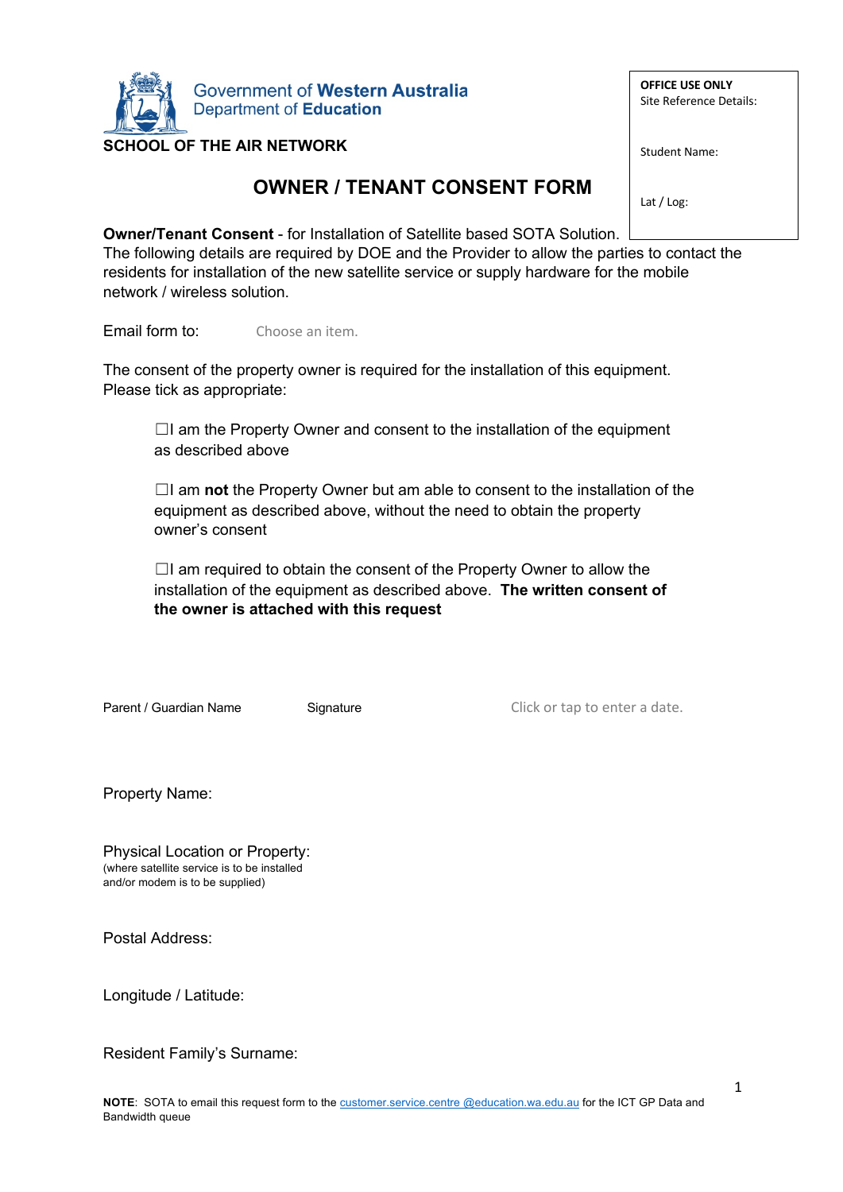Government of **Western Australia**
Department of **Education**

**SCHOOL OF THE AIR NETWORK**

**OFFICE USE ONLY**
Site Reference Details:

Student Name:

Lat / Log:

# OWNER / TENANT CONSENT FORM

**Owner/Tenant Consent** - for Installation of Satellite based SOTA Solution.
The following details are required by DOE and the Provider to allow the parties to contact the residents for installation of the new satellite service or supply hardware for the mobile network / wireless solution.

Email form to: Choose an item.

The consent of the property owner is required for the installation of this equipment. Please tick as appropriate:

☐I am the Property Owner and consent to the installation of the equipment as described above

☐I am **not** the Property Owner but am able to consent to the installation of the equipment as described above, without the need to obtain the property owner's consent

☐I am required to obtain the consent of the Property Owner to allow the installation of the equipment as described above. **The written consent of the owner is attached with this request**

Parent / Guardian Name Signature Click or tap to enter a date.

Property Name:

Physical Location or Property:
(where satellite service is to be installed and/or modem is to be supplied)

Postal Address:

Longitude / Latitude:

Resident Family's Surname:

**NOTE**: SOTA to email this request form to the customer.service.centre @education.wa.edu.au for the ICT GP Data and Bandwidth queue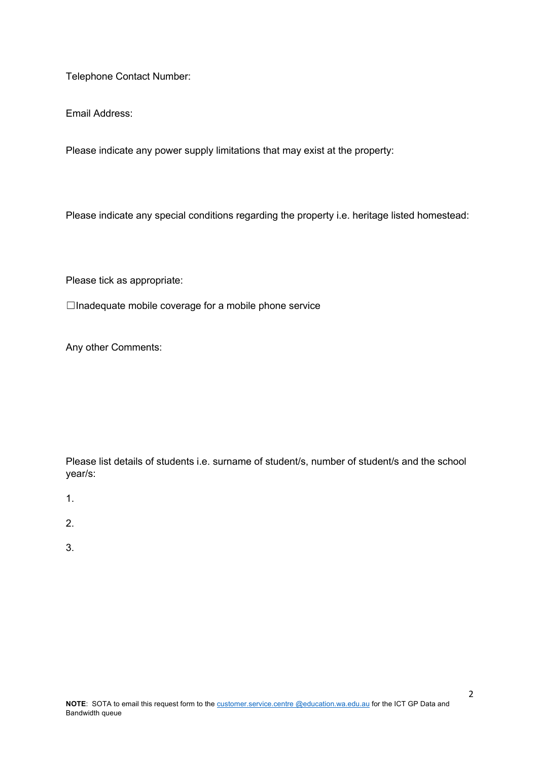Telephone Contact Number:

Email Address:

Please indicate any power supply limitations that may exist at the property:

Please indicate any special conditions regarding the property i.e. heritage listed homestead:

Please tick as appropriate:

☐Inadequate mobile coverage for a mobile phone service

Any other Comments:

Please list details of students i.e. surname of student/s, number of student/s and the school year/s:

1.

2.

3.

**NOTE**: SOTA to email this request form to the customer.service.centre @education.wa.edu.au for the ICT GP Data and Bandwidth queue